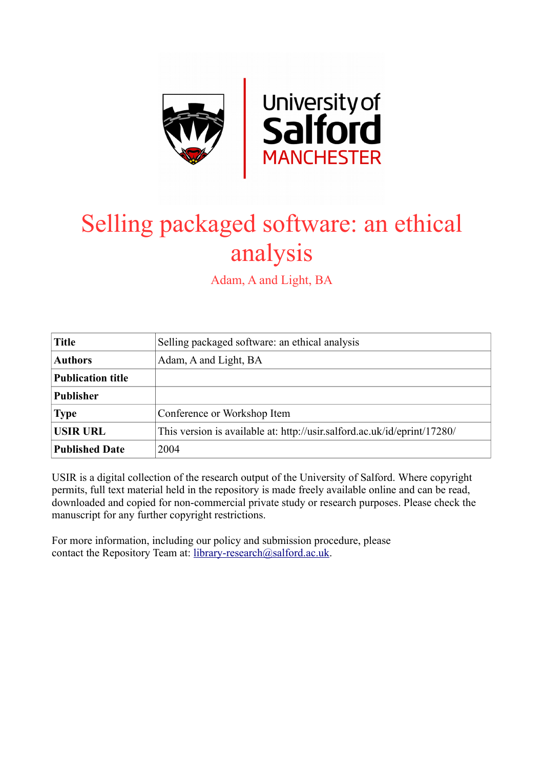# Selling packaged software: an ethical analysis

Adam, A and Light, BA

| Title | Selling packaged software: an ethical analysis |
|---|---|
| Authors | Adam, A and Light, BA |
| Publication title | |
| Publisher | |
| Type | Conference or Workshop Item |
| USIR URL | This version is available at: http://usir.salford.ac.uk/id/eprint/17280/ |
| Published Date | 2004 |

USIR is a digital collection of the research output of the University of Salford. Where copyright permits, full text material held in the repository is made freely available online and can be read, downloaded and copied for non-commercial private study or research purposes. Please check the manuscript for any further copyright restrictions.

For more information, including our policy and submission procedure, please contact the Repository Team at: library-research@salford.ac.uk.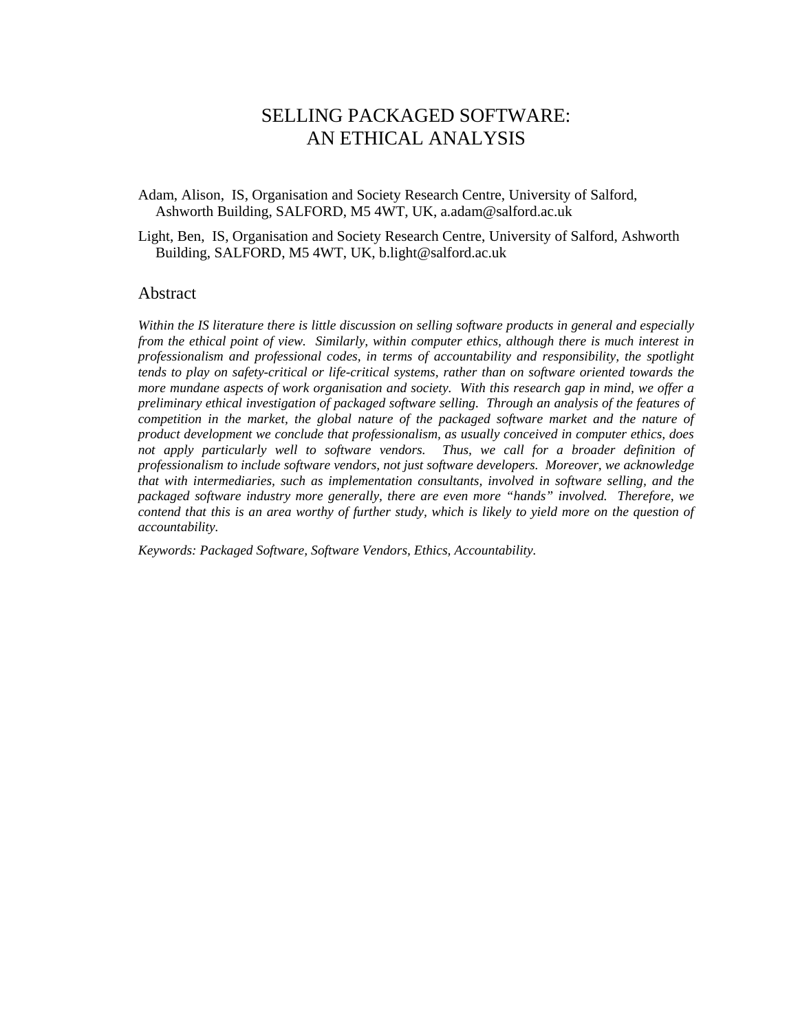# SELLING PACKAGED SOFTWARE: AN ETHICAL ANALYSIS

Adam, Alison, IS, Organisation and Society Research Centre, University of Salford, Ashworth Building, SALFORD, M5 4WT, UK, a.adam@salford.ac.uk

Light, Ben, IS, Organisation and Society Research Centre, University of Salford, Ashworth Building, SALFORD, M5 4WT, UK, b.light@salford.ac.uk

## Abstract

*Within the IS literature there is little discussion on selling software products in general and especially from the ethical point of view. Similarly, within computer ethics, although there is much interest in professionalism and professional codes, in terms of accountability and responsibility, the spotlight tends to play on safety-critical or life-critical systems, rather than on software oriented towards the more mundane aspects of work organisation and society. With this research gap in mind, we offer a preliminary ethical investigation of packaged software selling. Through an analysis of the features of competition in the market, the global nature of the packaged software market and the nature of product development we conclude that professionalism, as usually conceived in computer ethics, does not apply particularly well to software vendors. Thus, we call for a broader definition of professionalism to include software vendors, not just software developers. Moreover, we acknowledge that with intermediaries, such as implementation consultants, involved in software selling, and the packaged software industry more generally, there are even more "hands" involved. Therefore, we contend that this is an area worthy of further study, which is likely to yield more on the question of accountability.*

*Keywords: Packaged Software, Software Vendors, Ethics, Accountability.*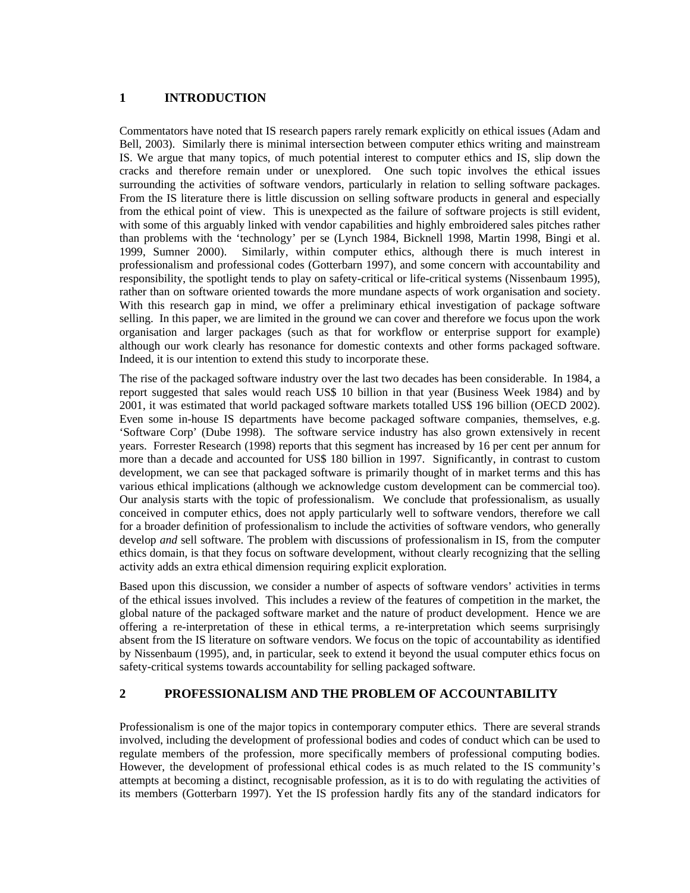# 1 INTRODUCTION

Commentators have noted that IS research papers rarely remark explicitly on ethical issues (Adam and Bell, 2003). Similarly there is minimal intersection between computer ethics writing and mainstream IS. We argue that many topics, of much potential interest to computer ethics and IS, slip down the cracks and therefore remain under or unexplored. One such topic involves the ethical issues surrounding the activities of software vendors, particularly in relation to selling software packages. From the IS literature there is little discussion on selling software products in general and especially from the ethical point of view. This is unexpected as the failure of software projects is still evident, with some of this arguably linked with vendor capabilities and highly embroidered sales pitches rather than problems with the 'technology' per se (Lynch 1984, Bicknell 1998, Martin 1998, Bingi et al. 1999, Sumner 2000). Similarly, within computer ethics, although there is much interest in professionalism and professional codes (Gotterbarn 1997), and some concern with accountability and responsibility, the spotlight tends to play on safety-critical or life-critical systems (Nissenbaum 1995), rather than on software oriented towards the more mundane aspects of work organisation and society. With this research gap in mind, we offer a preliminary ethical investigation of package software selling. In this paper, we are limited in the ground we can cover and therefore we focus upon the work organisation and larger packages (such as that for workflow or enterprise support for example) although our work clearly has resonance for domestic contexts and other forms packaged software. Indeed, it is our intention to extend this study to incorporate these.

The rise of the packaged software industry over the last two decades has been considerable. In 1984, a report suggested that sales would reach US$ 10 billion in that year (Business Week 1984) and by 2001, it was estimated that world packaged software markets totalled US$ 196 billion (OECD 2002). Even some in-house IS departments have become packaged software companies, themselves, e.g. 'Software Corp' (Dube 1998). The software service industry has also grown extensively in recent years. Forrester Research (1998) reports that this segment has increased by 16 per cent per annum for more than a decade and accounted for US$ 180 billion in 1997. Significantly, in contrast to custom development, we can see that packaged software is primarily thought of in market terms and this has various ethical implications (although we acknowledge custom development can be commercial too). Our analysis starts with the topic of professionalism. We conclude that professionalism, as usually conceived in computer ethics, does not apply particularly well to software vendors, therefore we call for a broader definition of professionalism to include the activities of software vendors, who generally develop *and* sell software. The problem with discussions of professionalism in IS, from the computer ethics domain, is that they focus on software development, without clearly recognizing that the selling activity adds an extra ethical dimension requiring explicit exploration.

Based upon this discussion, we consider a number of aspects of software vendors' activities in terms of the ethical issues involved. This includes a review of the features of competition in the market, the global nature of the packaged software market and the nature of product development. Hence we are offering a re-interpretation of these in ethical terms, a re-interpretation which seems surprisingly absent from the IS literature on software vendors. We focus on the topic of accountability as identified by Nissenbaum (1995), and, in particular, seek to extend it beyond the usual computer ethics focus on safety-critical systems towards accountability for selling packaged software.

# 2 PROFESSIONALISM AND THE PROBLEM OF ACCOUNTABILITY

Professionalism is one of the major topics in contemporary computer ethics. There are several strands involved, including the development of professional bodies and codes of conduct which can be used to regulate members of the profession, more specifically members of professional computing bodies. However, the development of professional ethical codes is as much related to the IS community's attempts at becoming a distinct, recognisable profession, as it is to do with regulating the activities of its members (Gotterbarn 1997). Yet the IS profession hardly fits any of the standard indicators for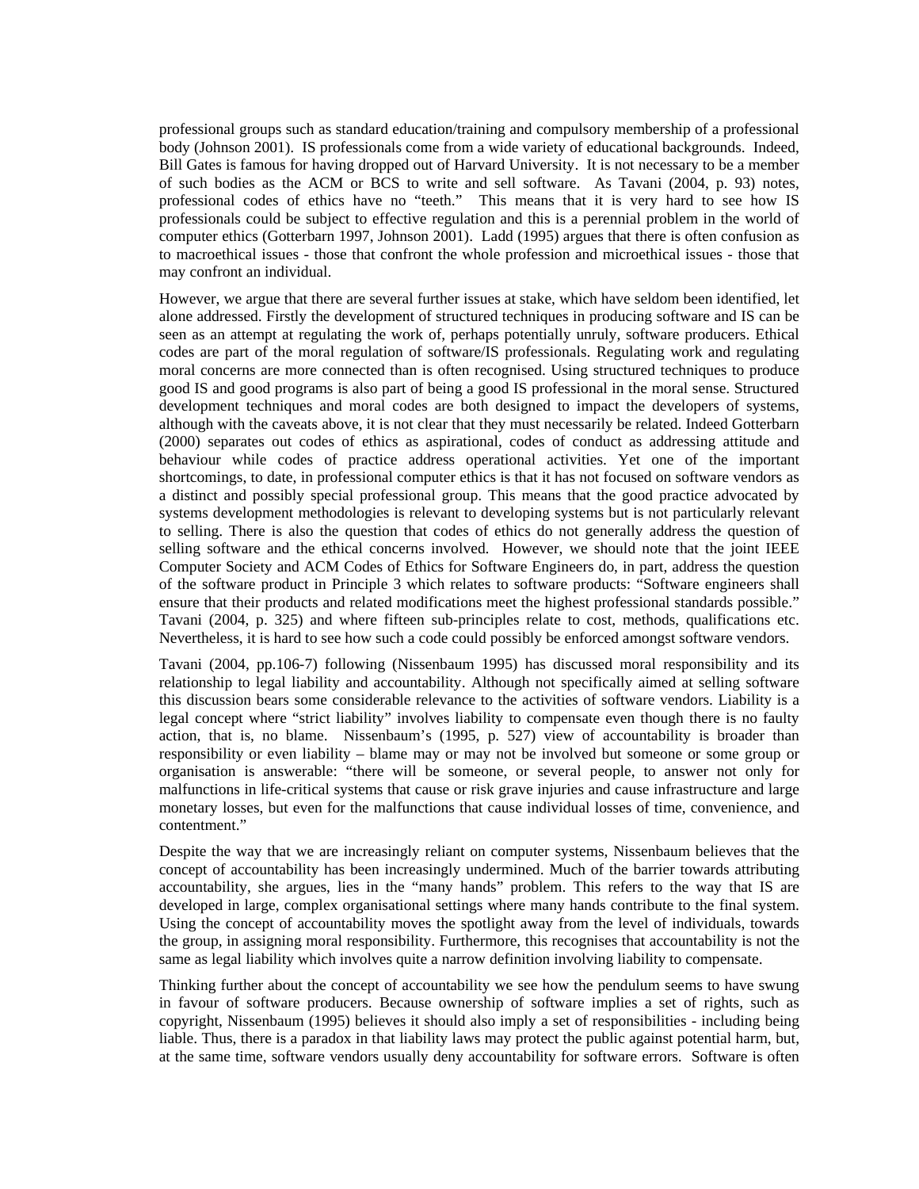professional groups such as standard education/training and compulsory membership of a professional body (Johnson 2001). IS professionals come from a wide variety of educational backgrounds. Indeed, Bill Gates is famous for having dropped out of Harvard University. It is not necessary to be a member of such bodies as the ACM or BCS to write and sell software. As Tavani (2004, p. 93) notes, professional codes of ethics have no "teeth." This means that it is very hard to see how IS professionals could be subject to effective regulation and this is a perennial problem in the world of computer ethics (Gotterbarn 1997, Johnson 2001). Ladd (1995) argues that there is often confusion as to macroethical issues - those that confront the whole profession and microethical issues - those that may confront an individual.

However, we argue that there are several further issues at stake, which have seldom been identified, let alone addressed. Firstly the development of structured techniques in producing software and IS can be seen as an attempt at regulating the work of, perhaps potentially unruly, software producers. Ethical codes are part of the moral regulation of software/IS professionals. Regulating work and regulating moral concerns are more connected than is often recognised. Using structured techniques to produce good IS and good programs is also part of being a good IS professional in the moral sense. Structured development techniques and moral codes are both designed to impact the developers of systems, although with the caveats above, it is not clear that they must necessarily be related. Indeed Gotterbarn (2000) separates out codes of ethics as aspirational, codes of conduct as addressing attitude and behaviour while codes of practice address operational activities. Yet one of the important shortcomings, to date, in professional computer ethics is that it has not focused on software vendors as a distinct and possibly special professional group. This means that the good practice advocated by systems development methodologies is relevant to developing systems but is not particularly relevant to selling. There is also the question that codes of ethics do not generally address the question of selling software and the ethical concerns involved. However, we should note that the joint IEEE Computer Society and ACM Codes of Ethics for Software Engineers do, in part, address the question of the software product in Principle 3 which relates to software products: "Software engineers shall ensure that their products and related modifications meet the highest professional standards possible." Tavani (2004, p. 325) and where fifteen sub-principles relate to cost, methods, qualifications etc. Nevertheless, it is hard to see how such a code could possibly be enforced amongst software vendors.

Tavani (2004, pp.106-7) following (Nissenbaum 1995) has discussed moral responsibility and its relationship to legal liability and accountability. Although not specifically aimed at selling software this discussion bears some considerable relevance to the activities of software vendors. Liability is a legal concept where "strict liability" involves liability to compensate even though there is no faulty action, that is, no blame. Nissenbaum's (1995, p. 527) view of accountability is broader than responsibility or even liability – blame may or may not be involved but someone or some group or organisation is answerable: "there will be someone, or several people, to answer not only for malfunctions in life-critical systems that cause or risk grave injuries and cause infrastructure and large monetary losses, but even for the malfunctions that cause individual losses of time, convenience, and contentment."

Despite the way that we are increasingly reliant on computer systems, Nissenbaum believes that the concept of accountability has been increasingly undermined. Much of the barrier towards attributing accountability, she argues, lies in the "many hands" problem. This refers to the way that IS are developed in large, complex organisational settings where many hands contribute to the final system. Using the concept of accountability moves the spotlight away from the level of individuals, towards the group, in assigning moral responsibility. Furthermore, this recognises that accountability is not the same as legal liability which involves quite a narrow definition involving liability to compensate.

Thinking further about the concept of accountability we see how the pendulum seems to have swung in favour of software producers. Because ownership of software implies a set of rights, such as copyright, Nissenbaum (1995) believes it should also imply a set of responsibilities - including being liable. Thus, there is a paradox in that liability laws may protect the public against potential harm, but, at the same time, software vendors usually deny accountability for software errors. Software is often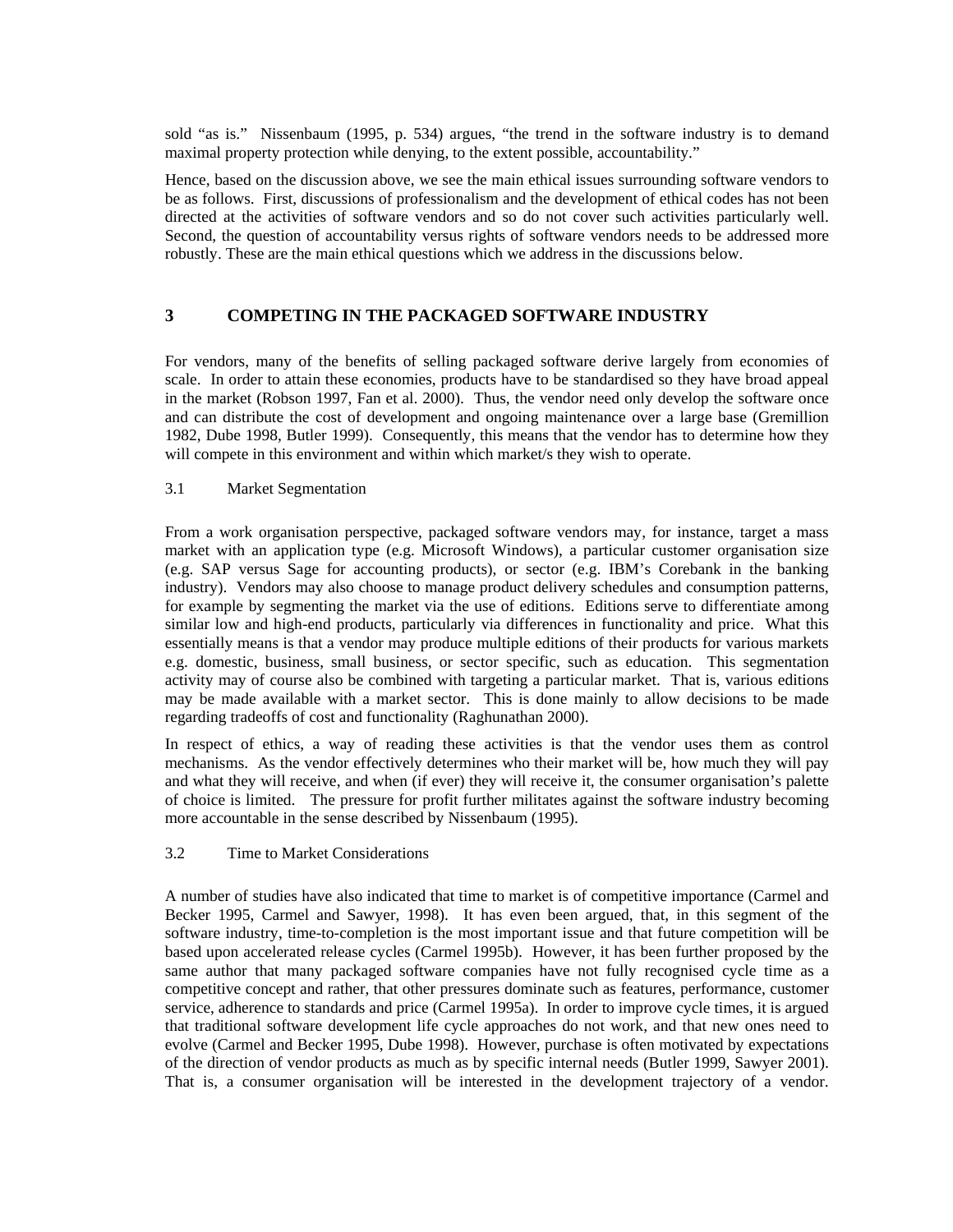sold "as is." Nissenbaum (1995, p. 534) argues, "the trend in the software industry is to demand maximal property protection while denying, to the extent possible, accountability."

Hence, based on the discussion above, we see the main ethical issues surrounding software vendors to be as follows. First, discussions of professionalism and the development of ethical codes has not been directed at the activities of software vendors and so do not cover such activities particularly well. Second, the question of accountability versus rights of software vendors needs to be addressed more robustly. These are the main ethical questions which we address in the discussions below.

## 3 COMPETING IN THE PACKAGED SOFTWARE INDUSTRY

For vendors, many of the benefits of selling packaged software derive largely from economies of scale. In order to attain these economies, products have to be standardised so they have broad appeal in the market (Robson 1997, Fan et al. 2000). Thus, the vendor need only develop the software once and can distribute the cost of development and ongoing maintenance over a large base (Gremillion 1982, Dube 1998, Butler 1999). Consequently, this means that the vendor has to determine how they will compete in this environment and within which market/s they wish to operate.

### 3.1 Market Segmentation

From a work organisation perspective, packaged software vendors may, for instance, target a mass market with an application type (e.g. Microsoft Windows), a particular customer organisation size (e.g. SAP versus Sage for accounting products), or sector (e.g. IBM's Corebank in the banking industry). Vendors may also choose to manage product delivery schedules and consumption patterns, for example by segmenting the market via the use of editions. Editions serve to differentiate among similar low and high-end products, particularly via differences in functionality and price. What this essentially means is that a vendor may produce multiple editions of their products for various markets e.g. domestic, business, small business, or sector specific, such as education. This segmentation activity may of course also be combined with targeting a particular market. That is, various editions may be made available with a market sector. This is done mainly to allow decisions to be made regarding tradeoffs of cost and functionality (Raghunathan 2000).

In respect of ethics, a way of reading these activities is that the vendor uses them as control mechanisms. As the vendor effectively determines who their market will be, how much they will pay and what they will receive, and when (if ever) they will receive it, the consumer organisation's palette of choice is limited. The pressure for profit further militates against the software industry becoming more accountable in the sense described by Nissenbaum (1995).

### 3.2 Time to Market Considerations

A number of studies have also indicated that time to market is of competitive importance (Carmel and Becker 1995, Carmel and Sawyer, 1998). It has even been argued, that, in this segment of the software industry, time-to-completion is the most important issue and that future competition will be based upon accelerated release cycles (Carmel 1995b). However, it has been further proposed by the same author that many packaged software companies have not fully recognised cycle time as a competitive concept and rather, that other pressures dominate such as features, performance, customer service, adherence to standards and price (Carmel 1995a). In order to improve cycle times, it is argued that traditional software development life cycle approaches do not work, and that new ones need to evolve (Carmel and Becker 1995, Dube 1998). However, purchase is often motivated by expectations of the direction of vendor products as much as by specific internal needs (Butler 1999, Sawyer 2001). That is, a consumer organisation will be interested in the development trajectory of a vendor.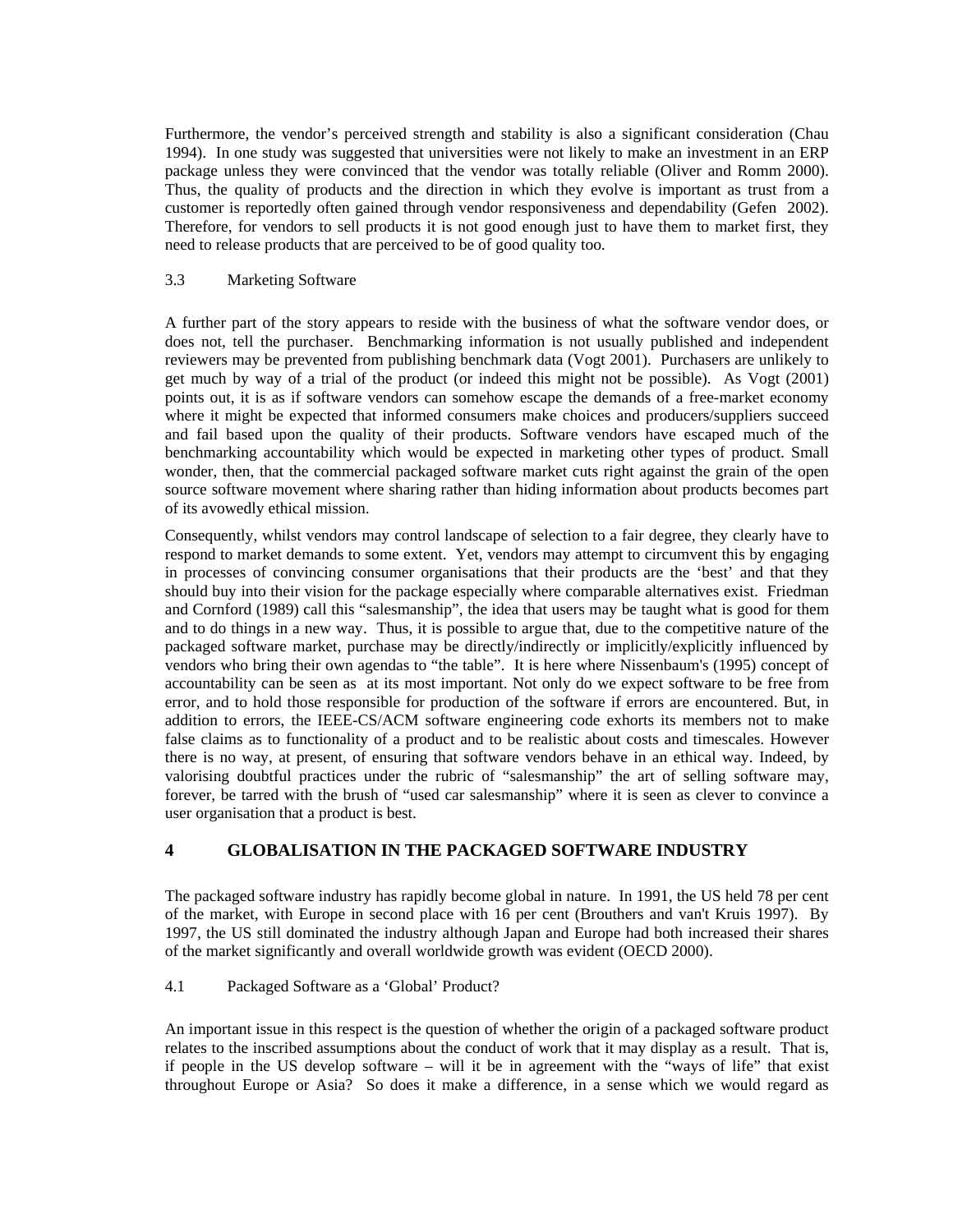Furthermore, the vendor's perceived strength and stability is also a significant consideration (Chau 1994). In one study was suggested that universities were not likely to make an investment in an ERP package unless they were convinced that the vendor was totally reliable (Oliver and Romm 2000). Thus, the quality of products and the direction in which they evolve is important as trust from a customer is reportedly often gained through vendor responsiveness and dependability (Gefen 2002). Therefore, for vendors to sell products it is not good enough just to have them to market first, they need to release products that are perceived to be of good quality too.

### 3.3 Marketing Software

A further part of the story appears to reside with the business of what the software vendor does, or does not, tell the purchaser. Benchmarking information is not usually published and independent reviewers may be prevented from publishing benchmark data (Vogt 2001). Purchasers are unlikely to get much by way of a trial of the product (or indeed this might not be possible). As Vogt (2001) points out, it is as if software vendors can somehow escape the demands of a free-market economy where it might be expected that informed consumers make choices and producers/suppliers succeed and fail based upon the quality of their products. Software vendors have escaped much of the benchmarking accountability which would be expected in marketing other types of product. Small wonder, then, that the commercial packaged software market cuts right against the grain of the open source software movement where sharing rather than hiding information about products becomes part of its avowedly ethical mission.

Consequently, whilst vendors may control landscape of selection to a fair degree, they clearly have to respond to market demands to some extent. Yet, vendors may attempt to circumvent this by engaging in processes of convincing consumer organisations that their products are the 'best' and that they should buy into their vision for the package especially where comparable alternatives exist. Friedman and Cornford (1989) call this "salesmanship", the idea that users may be taught what is good for them and to do things in a new way. Thus, it is possible to argue that, due to the competitive nature of the packaged software market, purchase may be directly/indirectly or implicitly/explicitly influenced by vendors who bring their own agendas to "the table". It is here where Nissenbaum's (1995) concept of accountability can be seen as at its most important. Not only do we expect software to be free from error, and to hold those responsible for production of the software if errors are encountered. But, in addition to errors, the IEEE-CS/ACM software engineering code exhorts its members not to make false claims as to functionality of a product and to be realistic about costs and timescales. However there is no way, at present, of ensuring that software vendors behave in an ethical way. Indeed, by valorising doubtful practices under the rubric of "salesmanship" the art of selling software may, forever, be tarred with the brush of "used car salesmanship" where it is seen as clever to convince a user organisation that a product is best.

## 4 GLOBALISATION IN THE PACKAGED SOFTWARE INDUSTRY

The packaged software industry has rapidly become global in nature. In 1991, the US held 78 per cent of the market, with Europe in second place with 16 per cent (Brouthers and van't Kruis 1997). By 1997, the US still dominated the industry although Japan and Europe had both increased their shares of the market significantly and overall worldwide growth was evident (OECD 2000).

### 4.1 Packaged Software as a 'Global' Product?

An important issue in this respect is the question of whether the origin of a packaged software product relates to the inscribed assumptions about the conduct of work that it may display as a result. That is, if people in the US develop software – will it be in agreement with the "ways of life" that exist throughout Europe or Asia? So does it make a difference, in a sense which we would regard as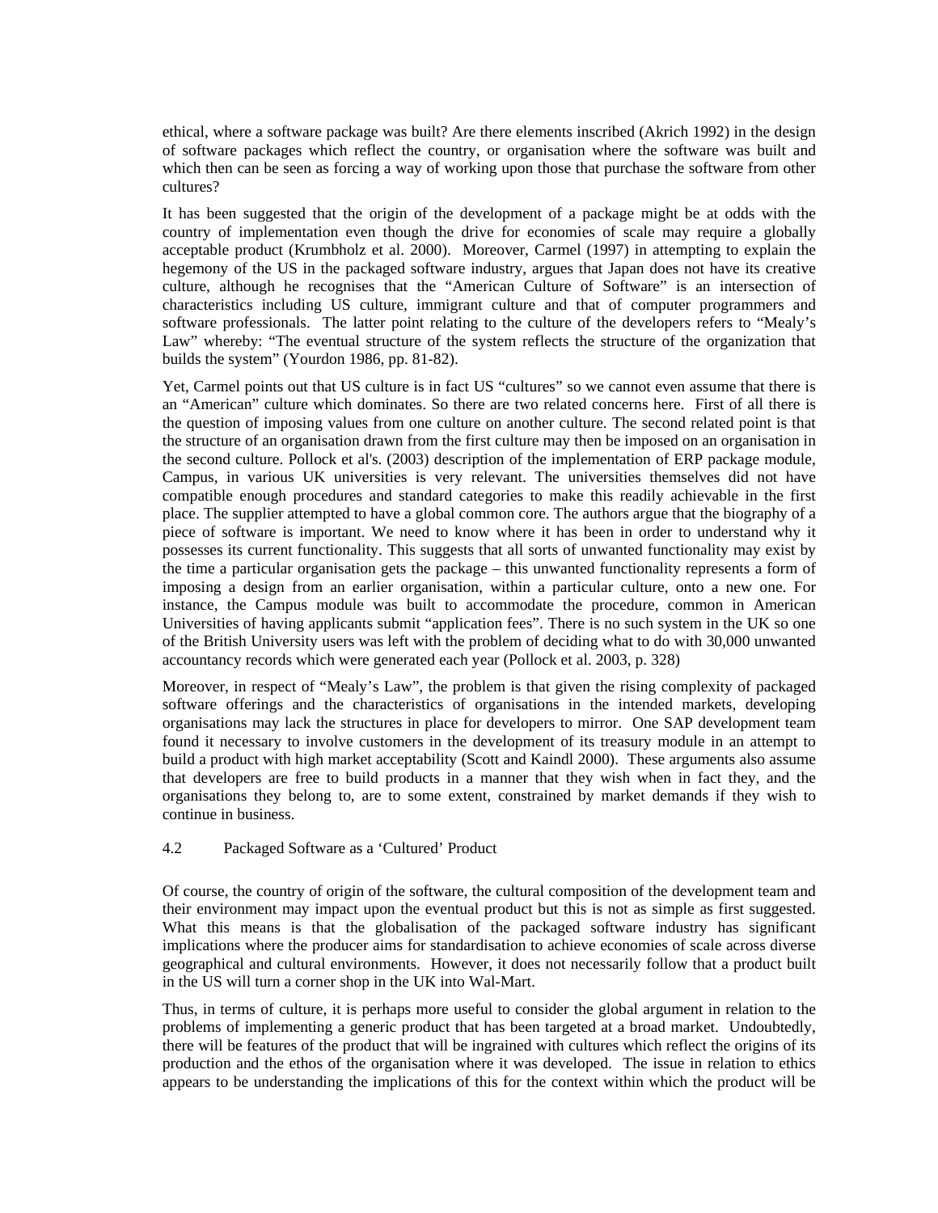ethical, where a software package was built? Are there elements inscribed (Akrich 1992) in the design of software packages which reflect the country, or organisation where the software was built and which then can be seen as forcing a way of working upon those that purchase the software from other cultures?

It has been suggested that the origin of the development of a package might be at odds with the country of implementation even though the drive for economies of scale may require a globally acceptable product (Krumbholz et al. 2000). Moreover, Carmel (1997) in attempting to explain the hegemony of the US in the packaged software industry, argues that Japan does not have its creative culture, although he recognises that the "American Culture of Software" is an intersection of characteristics including US culture, immigrant culture and that of computer programmers and software professionals. The latter point relating to the culture of the developers refers to "Mealy's Law" whereby: "The eventual structure of the system reflects the structure of the organization that builds the system" (Yourdon 1986, pp. 81-82).

Yet, Carmel points out that US culture is in fact US "cultures" so we cannot even assume that there is an "American" culture which dominates. So there are two related concerns here. First of all there is the question of imposing values from one culture on another culture. The second related point is that the structure of an organisation drawn from the first culture may then be imposed on an organisation in the second culture. Pollock et al's. (2003) description of the implementation of ERP package module, Campus, in various UK universities is very relevant. The universities themselves did not have compatible enough procedures and standard categories to make this readily achievable in the first place. The supplier attempted to have a global common core. The authors argue that the biography of a piece of software is important. We need to know where it has been in order to understand why it possesses its current functionality. This suggests that all sorts of unwanted functionality may exist by the time a particular organisation gets the package – this unwanted functionality represents a form of imposing a design from an earlier organisation, within a particular culture, onto a new one. For instance, the Campus module was built to accommodate the procedure, common in American Universities of having applicants submit "application fees". There is no such system in the UK so one of the British University users was left with the problem of deciding what to do with 30,000 unwanted accountancy records which were generated each year (Pollock et al. 2003, p. 328)

Moreover, in respect of "Mealy's Law", the problem is that given the rising complexity of packaged software offerings and the characteristics of organisations in the intended markets, developing organisations may lack the structures in place for developers to mirror. One SAP development team found it necessary to involve customers in the development of its treasury module in an attempt to build a product with high market acceptability (Scott and Kaindl 2000). These arguments also assume that developers are free to build products in a manner that they wish when in fact they, and the organisations they belong to, are to some extent, constrained by market demands if they wish to continue in business.

### 4.2 Packaged Software as a 'Cultured' Product

Of course, the country of origin of the software, the cultural composition of the development team and their environment may impact upon the eventual product but this is not as simple as first suggested. What this means is that the globalisation of the packaged software industry has significant implications where the producer aims for standardisation to achieve economies of scale across diverse geographical and cultural environments. However, it does not necessarily follow that a product built in the US will turn a corner shop in the UK into Wal-Mart.

Thus, in terms of culture, it is perhaps more useful to consider the global argument in relation to the problems of implementing a generic product that has been targeted at a broad market. Undoubtedly, there will be features of the product that will be ingrained with cultures which reflect the origins of its production and the ethos of the organisation where it was developed. The issue in relation to ethics appears to be understanding the implications of this for the context within which the product will be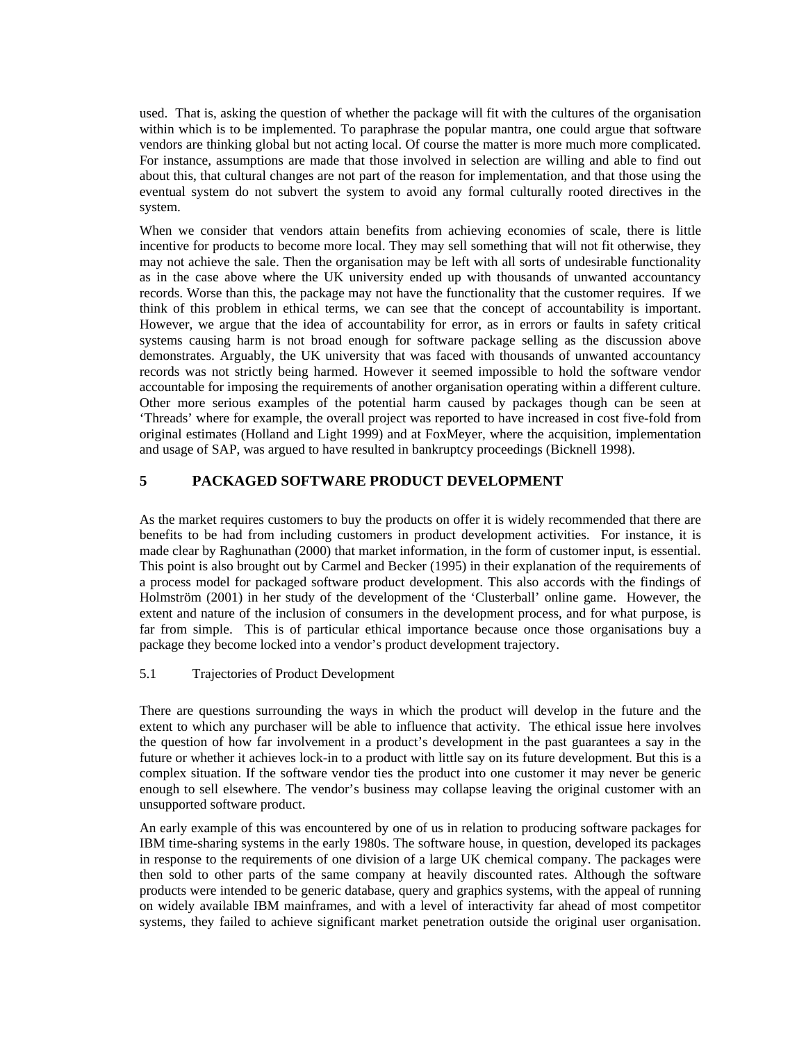used. That is, asking the question of whether the package will fit with the cultures of the organisation within which is to be implemented. To paraphrase the popular mantra, one could argue that software vendors are thinking global but not acting local. Of course the matter is more much more complicated. For instance, assumptions are made that those involved in selection are willing and able to find out about this, that cultural changes are not part of the reason for implementation, and that those using the eventual system do not subvert the system to avoid any formal culturally rooted directives in the system.

When we consider that vendors attain benefits from achieving economies of scale, there is little incentive for products to become more local. They may sell something that will not fit otherwise, they may not achieve the sale. Then the organisation may be left with all sorts of undesirable functionality as in the case above where the UK university ended up with thousands of unwanted accountancy records. Worse than this, the package may not have the functionality that the customer requires. If we think of this problem in ethical terms, we can see that the concept of accountability is important. However, we argue that the idea of accountability for error, as in errors or faults in safety critical systems causing harm is not broad enough for software package selling as the discussion above demonstrates. Arguably, the UK university that was faced with thousands of unwanted accountancy records was not strictly being harmed. However it seemed impossible to hold the software vendor accountable for imposing the requirements of another organisation operating within a different culture. Other more serious examples of the potential harm caused by packages though can be seen at 'Threads' where for example, the overall project was reported to have increased in cost five-fold from original estimates (Holland and Light 1999) and at FoxMeyer, where the acquisition, implementation and usage of SAP, was argued to have resulted in bankruptcy proceedings (Bicknell 1998).

## 5 PACKAGED SOFTWARE PRODUCT DEVELOPMENT

As the market requires customers to buy the products on offer it is widely recommended that there are benefits to be had from including customers in product development activities. For instance, it is made clear by Raghunathan (2000) that market information, in the form of customer input, is essential. This point is also brought out by Carmel and Becker (1995) in their explanation of the requirements of a process model for packaged software product development. This also accords with the findings of Holmström (2001) in her study of the development of the 'Clusterball' online game. However, the extent and nature of the inclusion of consumers in the development process, and for what purpose, is far from simple. This is of particular ethical importance because once those organisations buy a package they become locked into a vendor's product development trajectory.

### 5.1 Trajectories of Product Development

There are questions surrounding the ways in which the product will develop in the future and the extent to which any purchaser will be able to influence that activity. The ethical issue here involves the question of how far involvement in a product's development in the past guarantees a say in the future or whether it achieves lock-in to a product with little say on its future development. But this is a complex situation. If the software vendor ties the product into one customer it may never be generic enough to sell elsewhere. The vendor's business may collapse leaving the original customer with an unsupported software product.

An early example of this was encountered by one of us in relation to producing software packages for IBM time-sharing systems in the early 1980s. The software house, in question, developed its packages in response to the requirements of one division of a large UK chemical company. The packages were then sold to other parts of the same company at heavily discounted rates. Although the software products were intended to be generic database, query and graphics systems, with the appeal of running on widely available IBM mainframes, and with a level of interactivity far ahead of most competitor systems, they failed to achieve significant market penetration outside the original user organisation.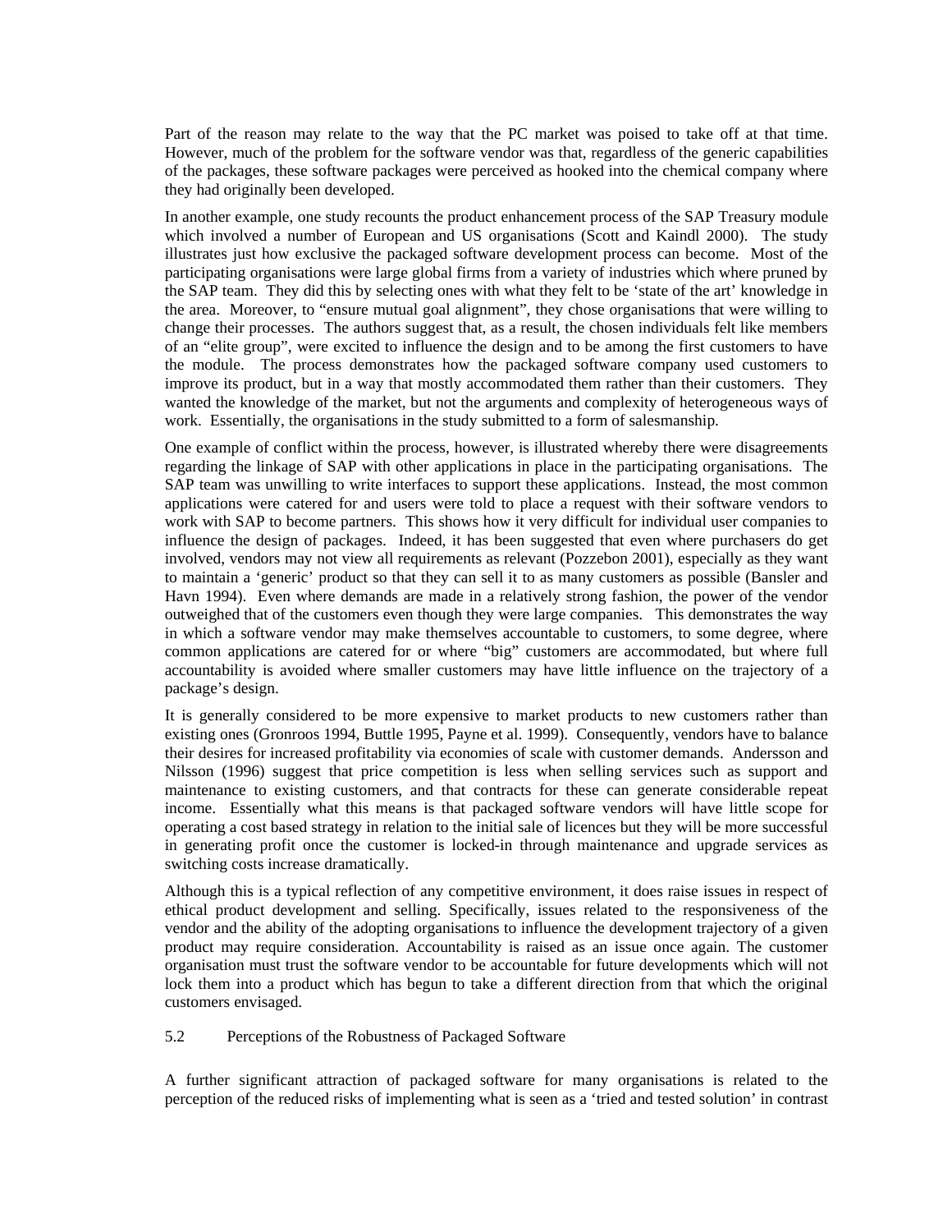Part of the reason may relate to the way that the PC market was poised to take off at that time. However, much of the problem for the software vendor was that, regardless of the generic capabilities of the packages, these software packages were perceived as hooked into the chemical company where they had originally been developed.

In another example, one study recounts the product enhancement process of the SAP Treasury module which involved a number of European and US organisations (Scott and Kaindl 2000). The study illustrates just how exclusive the packaged software development process can become. Most of the participating organisations were large global firms from a variety of industries which where pruned by the SAP team. They did this by selecting ones with what they felt to be 'state of the art' knowledge in the area. Moreover, to "ensure mutual goal alignment", they chose organisations that were willing to change their processes. The authors suggest that, as a result, the chosen individuals felt like members of an "elite group", were excited to influence the design and to be among the first customers to have the module. The process demonstrates how the packaged software company used customers to improve its product, but in a way that mostly accommodated them rather than their customers. They wanted the knowledge of the market, but not the arguments and complexity of heterogeneous ways of work. Essentially, the organisations in the study submitted to a form of salesmanship.

One example of conflict within the process, however, is illustrated whereby there were disagreements regarding the linkage of SAP with other applications in place in the participating organisations. The SAP team was unwilling to write interfaces to support these applications. Instead, the most common applications were catered for and users were told to place a request with their software vendors to work with SAP to become partners. This shows how it very difficult for individual user companies to influence the design of packages. Indeed, it has been suggested that even where purchasers do get involved, vendors may not view all requirements as relevant (Pozzebon 2001), especially as they want to maintain a 'generic' product so that they can sell it to as many customers as possible (Bansler and Havn 1994). Even where demands are made in a relatively strong fashion, the power of the vendor outweighed that of the customers even though they were large companies. This demonstrates the way in which a software vendor may make themselves accountable to customers, to some degree, where common applications are catered for or where "big" customers are accommodated, but where full accountability is avoided where smaller customers may have little influence on the trajectory of a package's design.

It is generally considered to be more expensive to market products to new customers rather than existing ones (Gronroos 1994, Buttle 1995, Payne et al. 1999). Consequently, vendors have to balance their desires for increased profitability via economies of scale with customer demands. Andersson and Nilsson (1996) suggest that price competition is less when selling services such as support and maintenance to existing customers, and that contracts for these can generate considerable repeat income. Essentially what this means is that packaged software vendors will have little scope for operating a cost based strategy in relation to the initial sale of licences but they will be more successful in generating profit once the customer is locked-in through maintenance and upgrade services as switching costs increase dramatically.

Although this is a typical reflection of any competitive environment, it does raise issues in respect of ethical product development and selling. Specifically, issues related to the responsiveness of the vendor and the ability of the adopting organisations to influence the development trajectory of a given product may require consideration. Accountability is raised as an issue once again. The customer organisation must trust the software vendor to be accountable for future developments which will not lock them into a product which has begun to take a different direction from that which the original customers envisaged.

### 5.2 Perceptions of the Robustness of Packaged Software

A further significant attraction of packaged software for many organisations is related to the perception of the reduced risks of implementing what is seen as a 'tried and tested solution' in contrast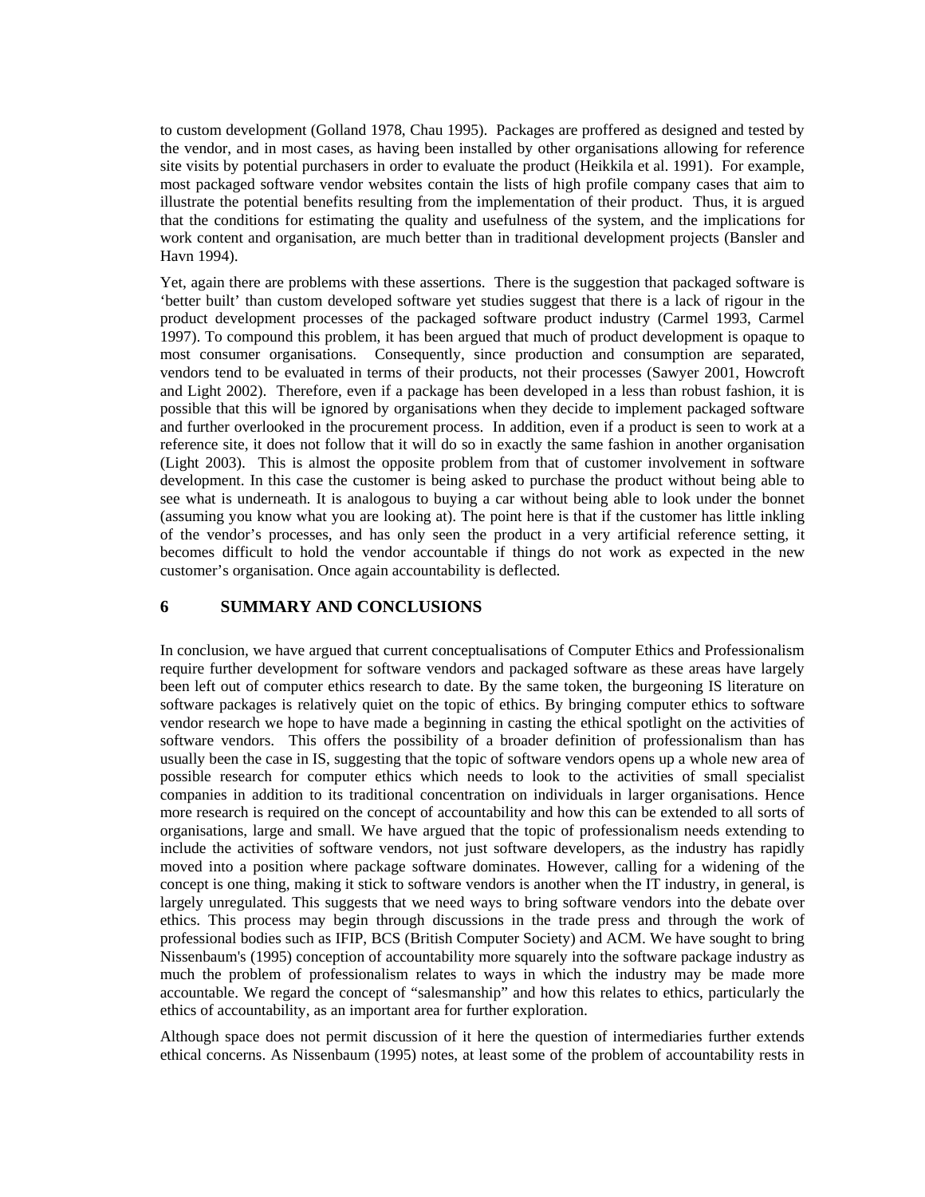to custom development (Golland 1978, Chau 1995). Packages are proffered as designed and tested by the vendor, and in most cases, as having been installed by other organisations allowing for reference site visits by potential purchasers in order to evaluate the product (Heikkila et al. 1991). For example, most packaged software vendor websites contain the lists of high profile company cases that aim to illustrate the potential benefits resulting from the implementation of their product. Thus, it is argued that the conditions for estimating the quality and usefulness of the system, and the implications for work content and organisation, are much better than in traditional development projects (Bansler and Havn 1994).

Yet, again there are problems with these assertions. There is the suggestion that packaged software is 'better built' than custom developed software yet studies suggest that there is a lack of rigour in the product development processes of the packaged software product industry (Carmel 1993, Carmel 1997). To compound this problem, it has been argued that much of product development is opaque to most consumer organisations. Consequently, since production and consumption are separated, vendors tend to be evaluated in terms of their products, not their processes (Sawyer 2001, Howcroft and Light 2002). Therefore, even if a package has been developed in a less than robust fashion, it is possible that this will be ignored by organisations when they decide to implement packaged software and further overlooked in the procurement process. In addition, even if a product is seen to work at a reference site, it does not follow that it will do so in exactly the same fashion in another organisation (Light 2003). This is almost the opposite problem from that of customer involvement in software development. In this case the customer is being asked to purchase the product without being able to see what is underneath. It is analogous to buying a car without being able to look under the bonnet (assuming you know what you are looking at). The point here is that if the customer has little inkling of the vendor's processes, and has only seen the product in a very artificial reference setting, it becomes difficult to hold the vendor accountable if things do not work as expected in the new customer's organisation. Once again accountability is deflected.

## 6 SUMMARY AND CONCLUSIONS

In conclusion, we have argued that current conceptualisations of Computer Ethics and Professionalism require further development for software vendors and packaged software as these areas have largely been left out of computer ethics research to date. By the same token, the burgeoning IS literature on software packages is relatively quiet on the topic of ethics. By bringing computer ethics to software vendor research we hope to have made a beginning in casting the ethical spotlight on the activities of software vendors. This offers the possibility of a broader definition of professionalism than has usually been the case in IS, suggesting that the topic of software vendors opens up a whole new area of possible research for computer ethics which needs to look to the activities of small specialist companies in addition to its traditional concentration on individuals in larger organisations. Hence more research is required on the concept of accountability and how this can be extended to all sorts of organisations, large and small. We have argued that the topic of professionalism needs extending to include the activities of software vendors, not just software developers, as the industry has rapidly moved into a position where package software dominates. However, calling for a widening of the concept is one thing, making it stick to software vendors is another when the IT industry, in general, is largely unregulated. This suggests that we need ways to bring software vendors into the debate over ethics. This process may begin through discussions in the trade press and through the work of professional bodies such as IFIP, BCS (British Computer Society) and ACM. We have sought to bring Nissenbaum's (1995) conception of accountability more squarely into the software package industry as much the problem of professionalism relates to ways in which the industry may be made more accountable. We regard the concept of "salesmanship" and how this relates to ethics, particularly the ethics of accountability, as an important area for further exploration.

Although space does not permit discussion of it here the question of intermediaries further extends ethical concerns. As Nissenbaum (1995) notes, at least some of the problem of accountability rests in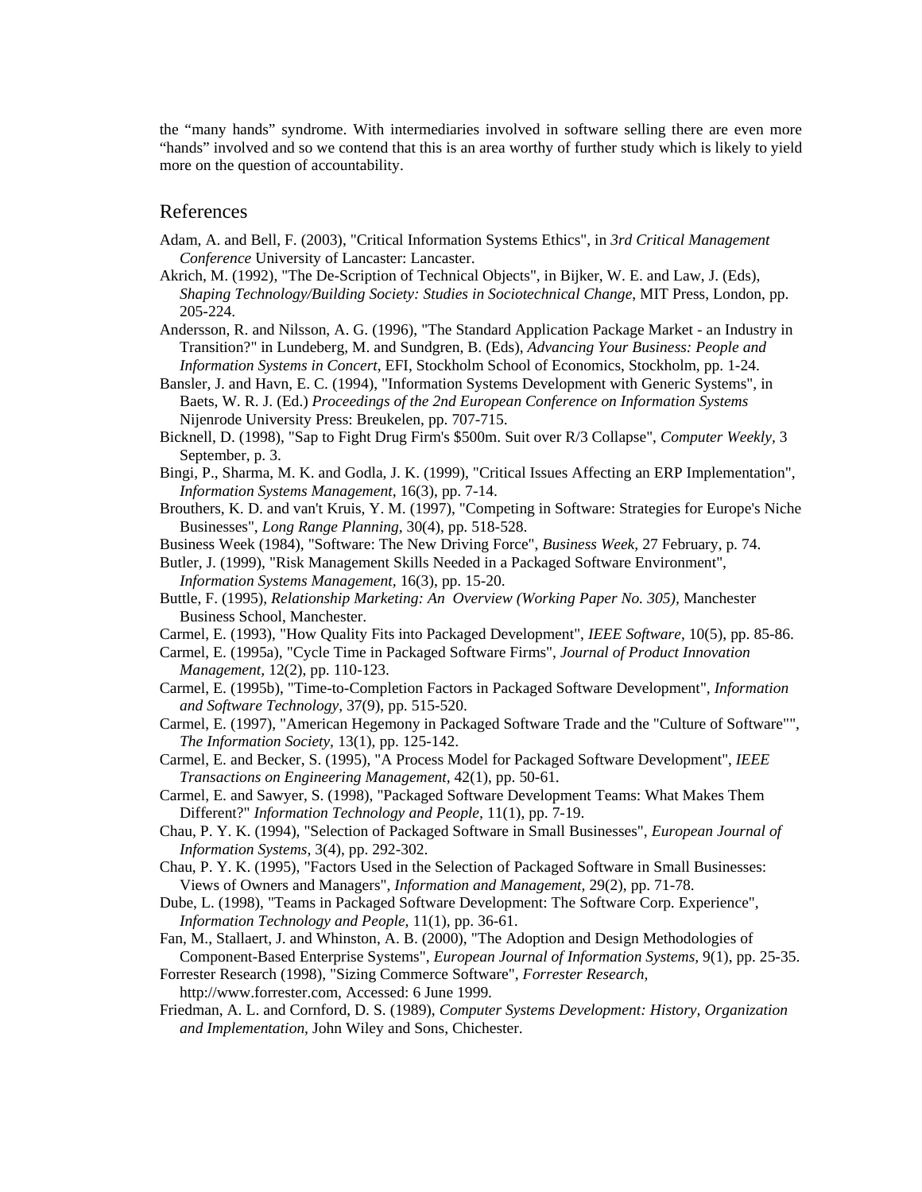the “many hands” syndrome. With intermediaries involved in software selling there are even more “hands” involved and so we contend that this is an area worthy of further study which is likely to yield more on the question of accountability.

## References

Adam, A. and Bell, F. (2003), "Critical Information Systems Ethics", in *3rd Critical Management Conference* University of Lancaster: Lancaster.

Akrich, M. (1992), "The De-Scription of Technical Objects", in Bijker, W. E. and Law, J. (Eds), *Shaping Technology/Building Society: Studies in Sociotechnical Change*, MIT Press, London, pp. 205-224.

Andersson, R. and Nilsson, A. G. (1996), "The Standard Application Package Market - an Industry in Transition?" in Lundeberg, M. and Sundgren, B. (Eds), *Advancing Your Business: People and Information Systems in Concert*, EFI, Stockholm School of Economics, Stockholm, pp. 1-24.

Bansler, J. and Havn, E. C. (1994), "Information Systems Development with Generic Systems", in Baets, W. R. J. (Ed.) *Proceedings of the 2nd European Conference on Information Systems* Nijenrode University Press: Breukelen, pp. 707-715.

Bicknell, D. (1998), "Sap to Fight Drug Firm's $500m. Suit over R/3 Collapse", *Computer Weekly*, 3 September, p. 3.

Bingi, P., Sharma, M. K. and Godla, J. K. (1999), "Critical Issues Affecting an ERP Implementation", *Information Systems Management*, 16(3), pp. 7-14.

Brouthers, K. D. and van't Kruis, Y. M. (1997), "Competing in Software: Strategies for Europe's Niche Businesses", *Long Range Planning*, 30(4), pp. 518-528.

Business Week (1984), "Software: The New Driving Force", *Business Week*, 27 February, p. 74.

Butler, J. (1999), "Risk Management Skills Needed in a Packaged Software Environment", *Information Systems Management*, 16(3), pp. 15-20.

Buttle, F. (1995), *Relationship Marketing: An Overview (Working Paper No. 305)*, Manchester Business School, Manchester.

Carmel, E. (1993), "How Quality Fits into Packaged Development", *IEEE Software*, 10(5), pp. 85-86.

Carmel, E. (1995a), "Cycle Time in Packaged Software Firms", *Journal of Product Innovation Management*, 12(2), pp. 110-123.

Carmel, E. (1995b), "Time-to-Completion Factors in Packaged Software Development", *Information and Software Technology*, 37(9), pp. 515-520.

Carmel, E. (1997), "American Hegemony in Packaged Software Trade and the "Culture of Software"", *The Information Society*, 13(1), pp. 125-142.

Carmel, E. and Becker, S. (1995), "A Process Model for Packaged Software Development", *IEEE Transactions on Engineering Management*, 42(1), pp. 50-61.

Carmel, E. and Sawyer, S. (1998), "Packaged Software Development Teams: What Makes Them Different?" *Information Technology and People*, 11(1), pp. 7-19.

Chau, P. Y. K. (1994), "Selection of Packaged Software in Small Businesses", *European Journal of Information Systems*, 3(4), pp. 292-302.

Chau, P. Y. K. (1995), "Factors Used in the Selection of Packaged Software in Small Businesses: Views of Owners and Managers", *Information and Management*, 29(2), pp. 71-78.

Dube, L. (1998), "Teams in Packaged Software Development: The Software Corp. Experience", *Information Technology and People*, 11(1), pp. 36-61.

Fan, M., Stallaert, J. and Whinston, A. B. (2000), "The Adoption and Design Methodologies of Component-Based Enterprise Systems", *European Journal of Information Systems*, 9(1), pp. 25-35.

Forrester Research (1998), "Sizing Commerce Software", *Forrester Research*, http://www.forrester.com, Accessed: 6 June 1999.

Friedman, A. L. and Cornford, D. S. (1989), *Computer Systems Development: History, Organization and Implementation*, John Wiley and Sons, Chichester.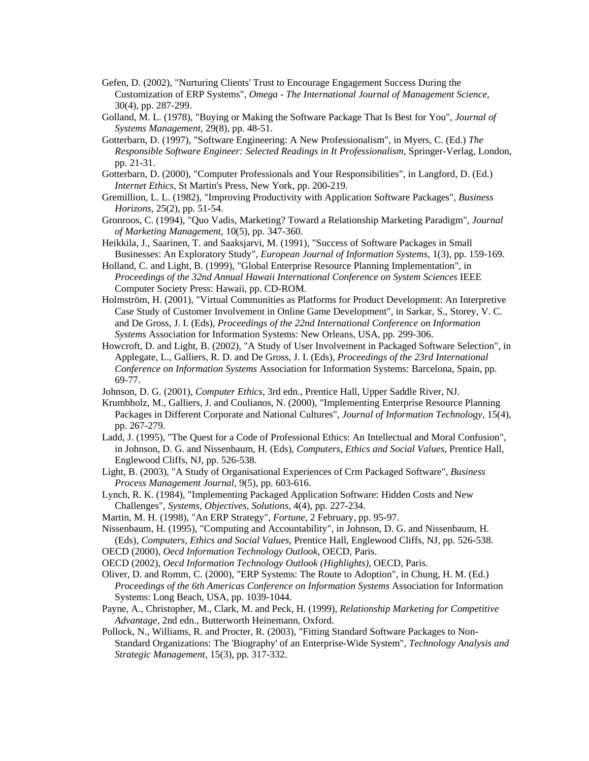Gefen, D. (2002), "Nurturing Clients' Trust to Encourage Engagement Success During the Customization of ERP Systems", *Omega - The International Journal of Management Science,* 30(4), pp. 287-299.

Golland, M. L. (1978), "Buying or Making the Software Package That Is Best for You", *Journal of Systems Management,* 29(8), pp. 48-51.

Gotterbarn, D. (1997), "Software Engineering: A New Professionalism", in Myers, C. (Ed.) *The Responsible Software Engineer: Selected Readings in It Professionalism*, Springer-Verlag, London, pp. 21-31.

Gotterbarn, D. (2000), "Computer Professionals and Your Responsibilities", in Langford, D. (Ed.) *Internet Ethics*, St Martin's Press, New York, pp. 200-219.

Gremillion, L. L. (1982), "Improving Productivity with Application Software Packages", *Business Horizons,* 25(2), pp. 51-54.

Gronroos, C. (1994), "Quo Vadis, Marketing? Toward a Relationship Marketing Paradigm", *Journal of Marketing Management,* 10(5), pp. 347-360.

Heikkila, J., Saarinen, T. and Saaksjarvi, M. (1991), "Success of Software Packages in Small Businesses: An Exploratory Study", *European Journal of Information Systems,* 1(3), pp. 159-169.

Holland, C. and Light, B. (1999), "Global Enterprise Resource Planning Implementation", in *Proceedings of the 32nd Annual Hawaii International Conference on System Sciences* IEEE Computer Society Press: Hawaii, pp. CD-ROM.

Holmström, H. (2001), "Virtual Communities as Platforms for Product Development: An Interpretive Case Study of Customer Involvement in Online Game Development", in Sarkar, S., Storey, V. C. and De Gross, J. I. (Eds), *Proceedings of the 22nd International Conference on Information Systems* Association for Information Systems: New Orleans, USA, pp. 299-306.

Howcroft, D. and Light, B. (2002), "A Study of User Involvement in Packaged Software Selection", in Applegate, L., Galliers, R. D. and De Gross, J. I. (Eds), *Proceedings of the 23rd International Conference on Information Systems* Association for Information Systems: Barcelona, Spain, pp. 69-77.

Johnson, D. G. (2001), *Computer Ethics*, 3rd edn., Prentice Hall, Upper Saddle River, NJ.

Krumbholz, M., Galliers, J. and Coulianos, N. (2000), "Implementing Enterprise Resource Planning Packages in Different Corporate and National Cultures", *Journal of Information Technology,* 15(4), pp. 267-279.

Ladd, J. (1995), "The Quest for a Code of Professional Ethics: An Intellectual and Moral Confusion", in Johnson, D. G. and Nissenbaum, H. (Eds), *Computers, Ethics and Social Values*, Prentice Hall, Englewood Cliffs, NJ, pp. 526-538.

Light, B. (2003), "A Study of Organisational Experiences of Crm Packaged Software", *Business Process Management Journal,* 9(5), pp. 603-616.

Lynch, R. K. (1984), "Implementing Packaged Application Software: Hidden Costs and New Challenges", *Systems, Objectives, Solutions,* 4(4), pp. 227-234.

Martin, M. H. (1998), "An ERP Strategy", *Fortune,* 2 February, pp. 95-97.

Nissenbaum, H. (1995), "Computing and Accountability", in Johnson, D. G. and Nissenbaum, H. (Eds), *Computers, Ethics and Social Values*, Prentice Hall, Englewood Cliffs, NJ, pp. 526-538.

OECD (2000), *Oecd Information Technology Outlook*, OECD, Paris.

OECD (2002), *Oecd Information Technology Outlook (Highlights)*, OECD, Paris.

Oliver, D. and Romm, C. (2000), "ERP Systems: The Route to Adoption", in Chung, H. M. (Ed.) *Proceedings of the 6th Americas Conference on Information Systems* Association for Information Systems: Long Beach, USA, pp. 1039-1044.

Payne, A., Christopher, M., Clark, M. and Peck, H. (1999), *Relationship Marketing for Competitive Advantage*, 2nd edn., Butterworth Heinemann, Oxford.

Pollock, N., Williams, R. and Procter, R. (2003), "Fitting Standard Software Packages to Non-Standard Organizations: The 'Biography' of an Enterprise-Wide System", *Technology Analysis and Strategic Management,* 15(3), pp. 317-332.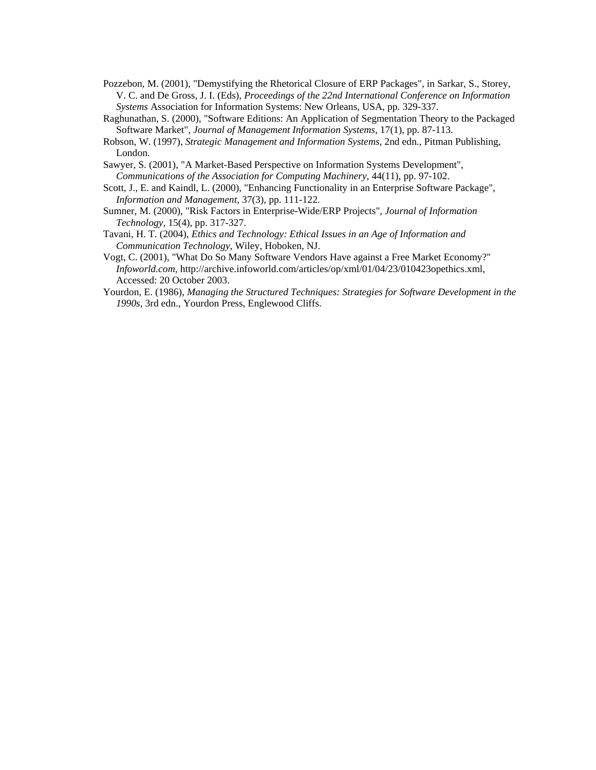Pozzebon, M. (2001), "Demystifying the Rhetorical Closure of ERP Packages", in Sarkar, S., Storey, V. C. and De Gross, J. I. (Eds), *Proceedings of the 22nd International Conference on Information Systems* Association for Information Systems: New Orleans, USA, pp. 329-337.

Raghunathan, S. (2000), "Software Editions: An Application of Segmentation Theory to the Packaged Software Market", *Journal of Management Information Systems*, 17(1), pp. 87-113.

Robson, W. (1997), *Strategic Management and Information Systems*, 2nd edn., Pitman Publishing, London.

Sawyer, S. (2001), "A Market-Based Perspective on Information Systems Development", *Communications of the Association for Computing Machinery*, 44(11), pp. 97-102.

Scott, J., E. and Kaindl, L. (2000), "Enhancing Functionality in an Enterprise Software Package", *Information and Management*, 37(3), pp. 111-122.

Sumner, M. (2000), "Risk Factors in Enterprise-Wide/ERP Projects", *Journal of Information Technology*, 15(4), pp. 317-327.

Tavani, H. T. (2004), *Ethics and Technology: Ethical Issues in an Age of Information and Communication Technology*, Wiley, Hoboken, NJ.

Vogt, C. (2001), "What Do So Many Software Vendors Have against a Free Market Economy?" *Infoworld.com*, http://archive.infoworld.com/articles/op/xml/01/04/23/010423opethics.xml, Accessed: 20 October 2003.

Yourdon, E. (1986), *Managing the Structured Techniques: Strategies for Software Development in the 1990s*, 3rd edn., Yourdon Press, Englewood Cliffs.